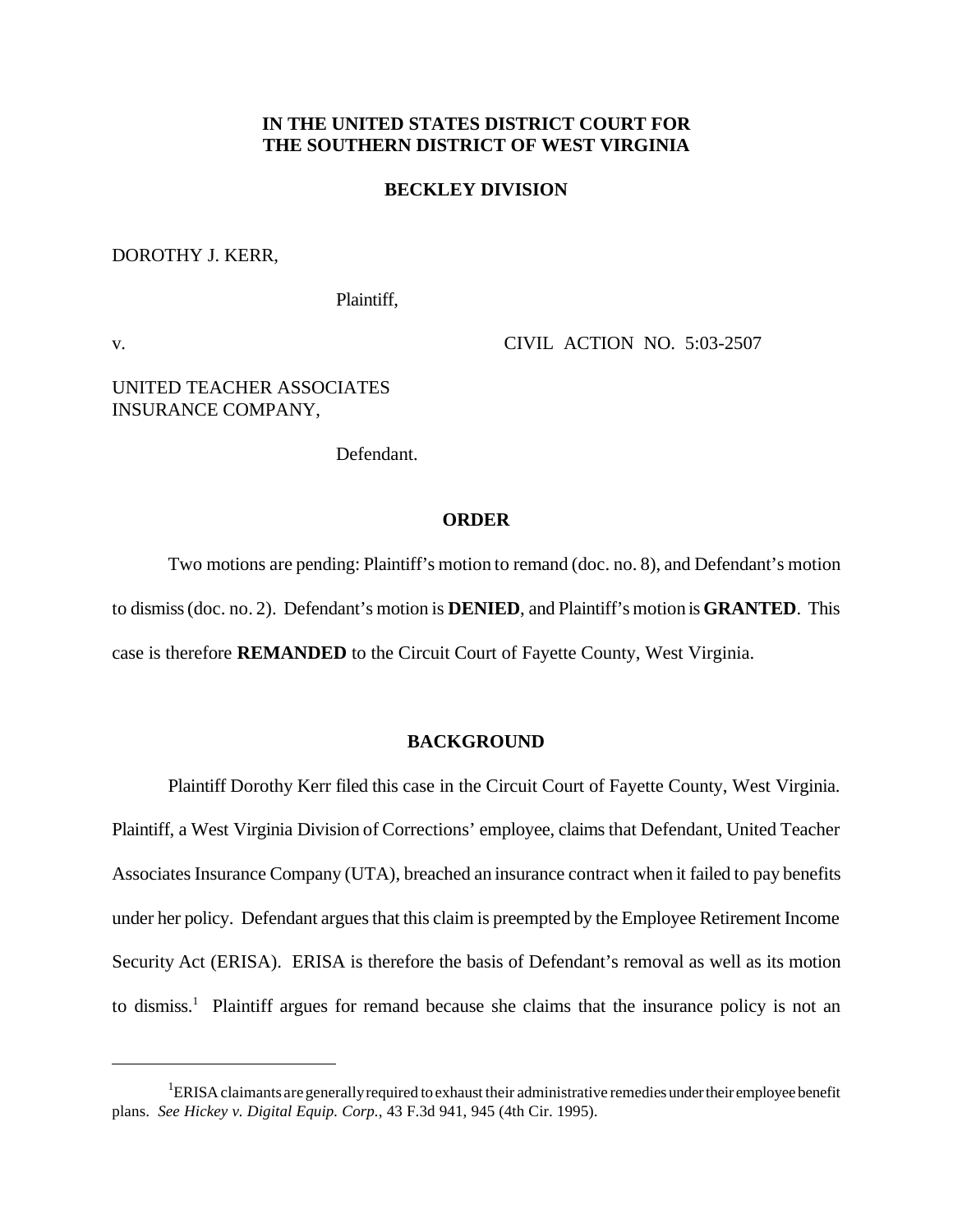**IN THE UNITED STATES DISTRICT COURT FOR THE SOUTHERN DISTRICT OF WEST VIRGINIA**

**BECKLEY DIVISION**

DOROTHY J. KERR,

Plaintiff,

v. CIVIL ACTION NO. 5:03-2507

UNITED TEACHER ASSOCIATES INSURANCE COMPANY,

Defendant.

**ORDER**

Two motions are pending: Plaintiff's motion to remand (doc. no. 8), and Defendant's motion to dismiss (doc. no. 2). Defendant's motion is **DENIED**, and Plaintiff's motion is **GRANTED**. This case is therefore **REMANDED** to the Circuit Court of Fayette County, West Virginia.

**BACKGROUND**

Plaintiff Dorothy Kerr filed this case in the Circuit Court of Fayette County, West Virginia. Plaintiff, a West Virginia Division of Corrections' employee, claims that Defendant, United Teacher Associates Insurance Company (UTA), breached an insurance contract when it failed to pay benefits under her policy. Defendant argues that this claim is preempted by the Employee Retirement Income Security Act (ERISA). ERISA is therefore the basis of Defendant's removal as well as its motion to dismiss.[1] Plaintiff argues for remand because she claims that the insurance policy is not an

[1] ERISA claimants are generally required to exhaust their administrative remedies under their employee benefit plans. *See Hickey v. Digital Equip. Corp.*, 43 F.3d 941, 945 (4th Cir. 1995).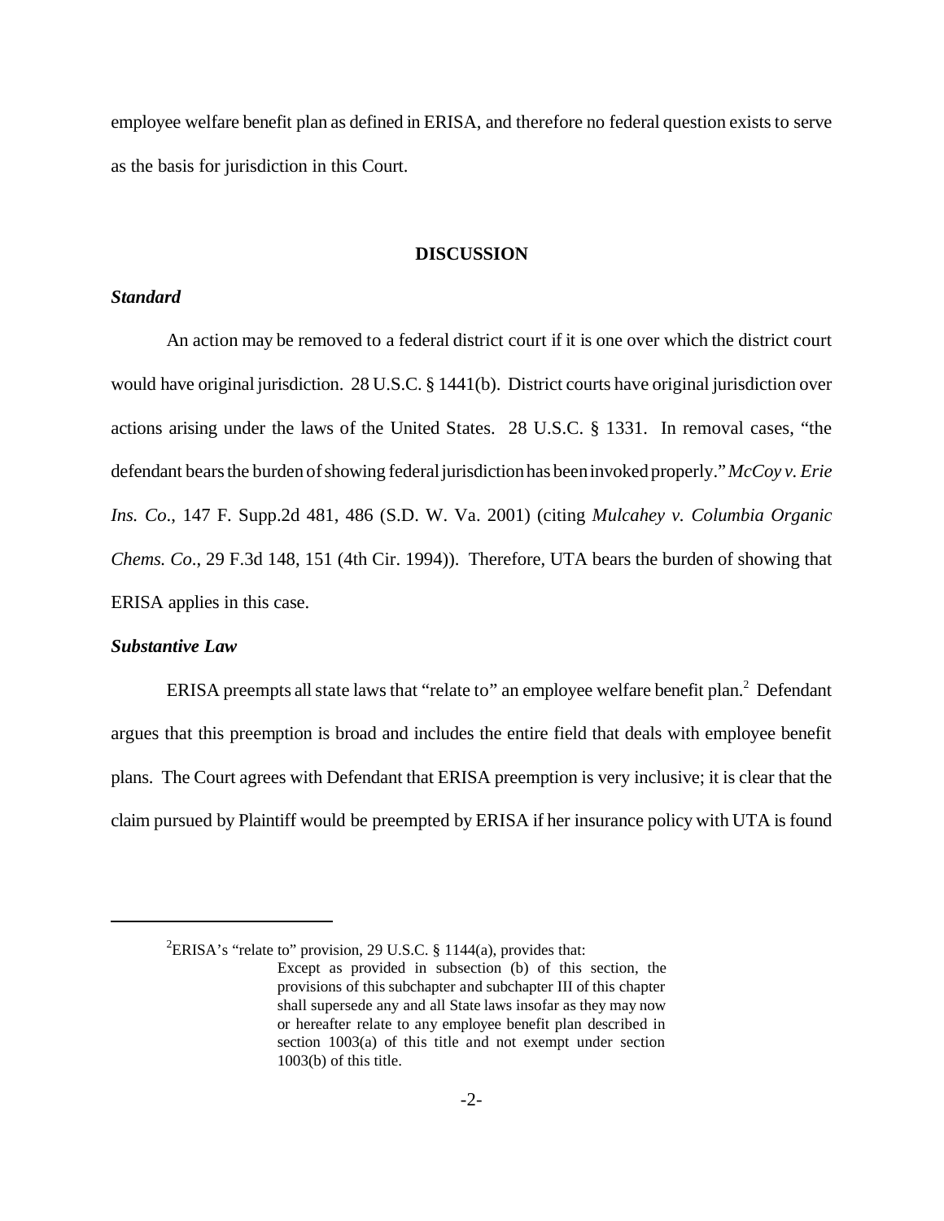employee welfare benefit plan as defined in ERISA, and therefore no federal question exists to serve as the basis for jurisdiction in this Court.

## DISCUSSION

### *Standard*

An action may be removed to a federal district court if it is one over which the district court would have original jurisdiction. 28 U.S.C. § 1441(b). District courts have original jurisdiction over actions arising under the laws of the United States. 28 U.S.C. § 1331. In removal cases, "the defendant bears the burden of showing federal jurisdiction has been invoked properly." *McCoy v. Erie Ins. Co*., 147 F. Supp.2d 481, 486 (S.D. W. Va. 2001) (citing *Mulcahey v. Columbia Organic Chems. Co*., 29 F.3d 148, 151 (4th Cir. 1994)). Therefore, UTA bears the burden of showing that ERISA applies in this case.

### *Substantive Law*

ERISA preempts all state laws that "relate to" an employee welfare benefit plan.[2] Defendant argues that this preemption is broad and includes the entire field that deals with employee benefit plans. The Court agrees with Defendant that ERISA preemption is very inclusive; it is clear that the claim pursued by Plaintiff would be preempted by ERISA if her insurance policy with UTA is found

---

[2]ERISA's "relate to" provision, 29 U.S.C. § 1144(a), provides that:

> Except as provided in subsection (b) of this section, the provisions of this subchapter and subchapter III of this chapter shall supersede any and all State laws insofar as they may now or hereafter relate to any employee benefit plan described in section 1003(a) of this title and not exempt under section 1003(b) of this title.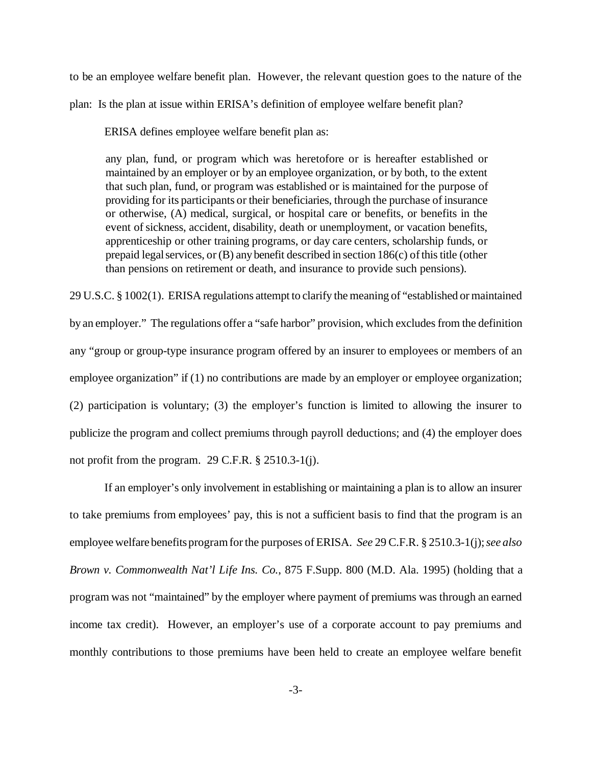to be an employee welfare benefit plan. However, the relevant question goes to the nature of the plan: Is the plan at issue within ERISA's definition of employee welfare benefit plan?

ERISA defines employee welfare benefit plan as:

> any plan, fund, or program which was heretofore or is hereafter established or maintained by an employer or by an employee organization, or by both, to the extent that such plan, fund, or program was established or is maintained for the purpose of providing for its participants or their beneficiaries, through the purchase of insurance or otherwise, (A) medical, surgical, or hospital care or benefits, or benefits in the event of sickness, accident, disability, death or unemployment, or vacation benefits, apprenticeship or other training programs, or day care centers, scholarship funds, or prepaid legal services, or (B) any benefit described in section 186(c) of this title (other than pensions on retirement or death, and insurance to provide such pensions).

29 U.S.C. § 1002(1). ERISA regulations attempt to clarify the meaning of "established or maintained by an employer." The regulations offer a "safe harbor" provision, which excludes from the definition any "group or group-type insurance program offered by an insurer to employees or members of an employee organization" if (1) no contributions are made by an employer or employee organization; (2) participation is voluntary; (3) the employer's function is limited to allowing the insurer to publicize the program and collect premiums through payroll deductions; and (4) the employer does not profit from the program. 29 C.F.R. § 2510.3-1(j).

If an employer's only involvement in establishing or maintaining a plan is to allow an insurer to take premiums from employees' pay, this is not a sufficient basis to find that the program is an employee welfare benefits program for the purposes of ERISA. *See* 29 C.F.R. § 2510.3-1(j); *see also Brown v. Commonwealth Nat'l Life Ins. Co.*, 875 F.Supp. 800 (M.D. Ala. 1995) (holding that a program was not "maintained" by the employer where payment of premiums was through an earned income tax credit). However, an employer's use of a corporate account to pay premiums and monthly contributions to those premiums have been held to create an employee welfare benefit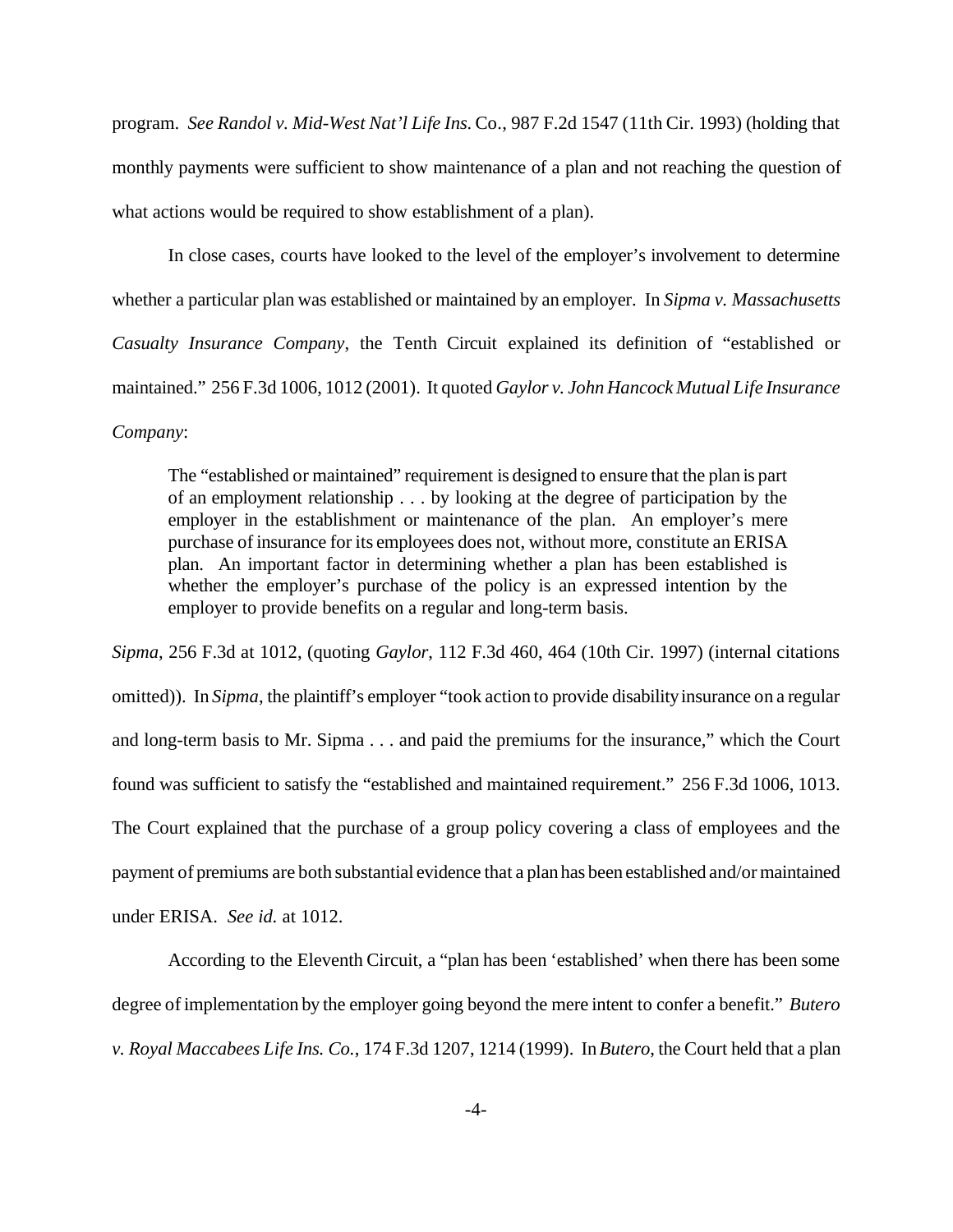program. *See Randol v. Mid-West Nat'l Life Ins.* Co., 987 F.2d 1547 (11th Cir. 1993) (holding that monthly payments were sufficient to show maintenance of a plan and not reaching the question of what actions would be required to show establishment of a plan).

In close cases, courts have looked to the level of the employer's involvement to determine whether a particular plan was established or maintained by an employer. In *Sipma v. Massachusetts Casualty Insurance Company*, the Tenth Circuit explained its definition of "established or maintained." 256 F.3d 1006, 1012 (2001). It quoted *Gaylor v. John Hancock Mutual Life Insurance Company*:

> The "established or maintained" requirement is designed to ensure that the plan is part of an employment relationship . . . by looking at the degree of participation by the employer in the establishment or maintenance of the plan. An employer's mere purchase of insurance for its employees does not, without more, constitute an ERISA plan. An important factor in determining whether a plan has been established is whether the employer's purchase of the policy is an expressed intention by the employer to provide benefits on a regular and long-term basis.

*Sipma*, 256 F.3d at 1012, (quoting *Gaylor*, 112 F.3d 460, 464 (10th Cir. 1997) (internal citations omitted)). In *Sipma*, the plaintiff's employer "took action to provide disability insurance on a regular and long-term basis to Mr. Sipma . . . and paid the premiums for the insurance," which the Court found was sufficient to satisfy the "established and maintained requirement." 256 F.3d 1006, 1013. The Court explained that the purchase of a group policy covering a class of employees and the payment of premiums are both substantial evidence that a plan has been established and/or maintained under ERISA. *See id.* at 1012.

According to the Eleventh Circuit, a "plan has been 'established' when there has been some degree of implementation by the employer going beyond the mere intent to confer a benefit." *Butero v. Royal Maccabees Life Ins. Co.*, 174 F.3d 1207, 1214 (1999). In *Butero*, the Court held that a plan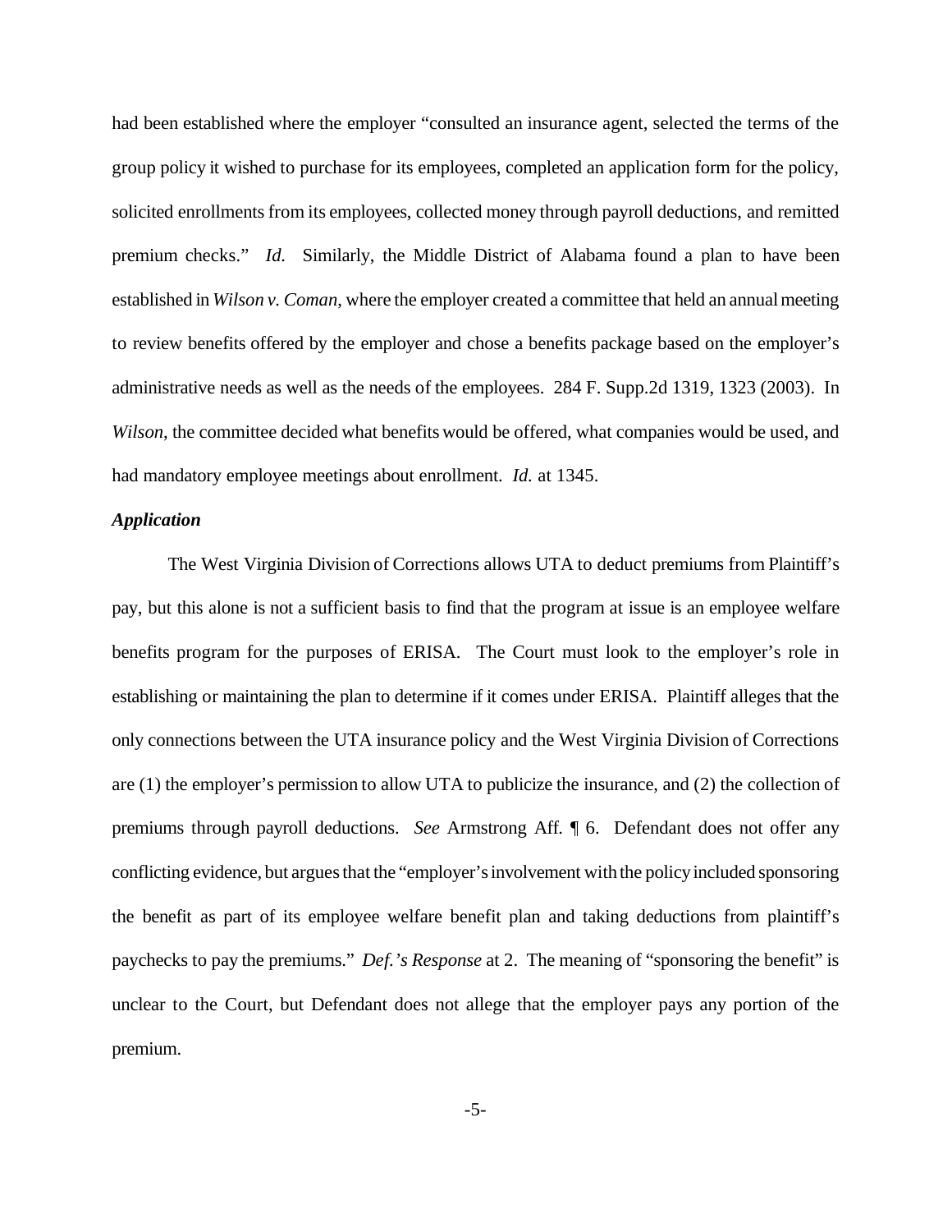had been established where the employer "consulted an insurance agent, selected the terms of the group policy it wished to purchase for its employees, completed an application form for the policy, solicited enrollments from its employees, collected money through payroll deductions, and remitted premium checks." *Id.* Similarly, the Middle District of Alabama found a plan to have been established in *Wilson v. Coman*, where the employer created a committee that held an annual meeting to review benefits offered by the employer and chose a benefits package based on the employer's administrative needs as well as the needs of the employees. 284 F. Supp.2d 1319, 1323 (2003). In *Wilson*, the committee decided what benefits would be offered, what companies would be used, and had mandatory employee meetings about enrollment. *Id.* at 1345.

***Application***

The West Virginia Division of Corrections allows UTA to deduct premiums from Plaintiff's pay, but this alone is not a sufficient basis to find that the program at issue is an employee welfare benefits program for the purposes of ERISA. The Court must look to the employer's role in establishing or maintaining the plan to determine if it comes under ERISA. Plaintiff alleges that the only connections between the UTA insurance policy and the West Virginia Division of Corrections are (1) the employer's permission to allow UTA to publicize the insurance, and (2) the collection of premiums through payroll deductions. *See* Armstrong Aff. ¶ 6. Defendant does not offer any conflicting evidence, but argues that the "employer's involvement with the policy included sponsoring the benefit as part of its employee welfare benefit plan and taking deductions from plaintiff's paychecks to pay the premiums." *Def.'s Response* at 2. The meaning of "sponsoring the benefit" is unclear to the Court, but Defendant does not allege that the employer pays any portion of the premium.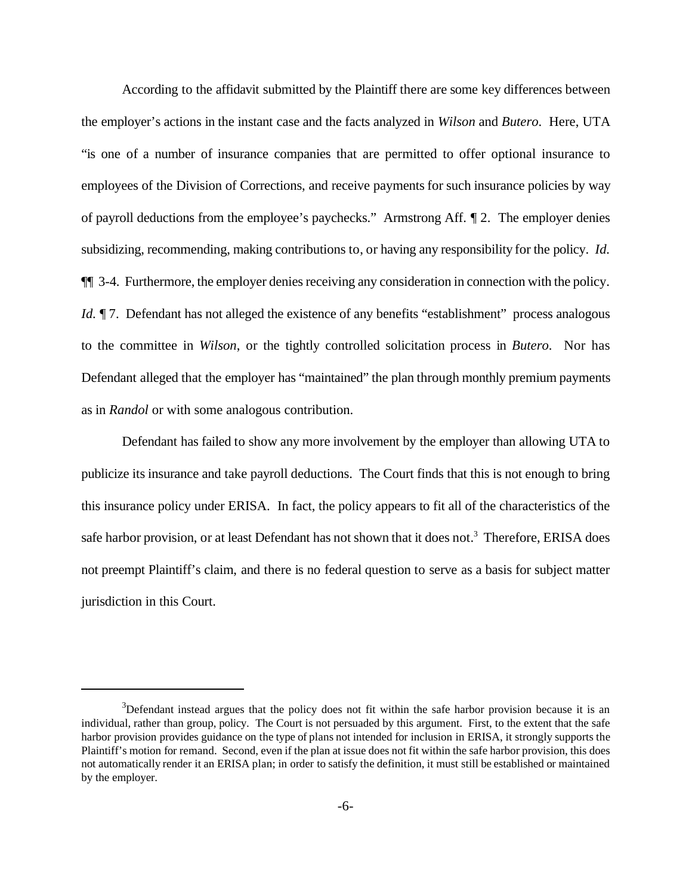According to the affidavit submitted by the Plaintiff there are some key differences between the employer's actions in the instant case and the facts analyzed in *Wilson* and *Butero*. Here, UTA "is one of a number of insurance companies that are permitted to offer optional insurance to employees of the Division of Corrections, and receive payments for such insurance policies by way of payroll deductions from the employee's paychecks." Armstrong Aff. ¶ 2. The employer denies subsidizing, recommending, making contributions to, or having any responsibility for the policy. *Id.* ¶¶ 3-4. Furthermore, the employer denies receiving any consideration in connection with the policy. *Id.* ¶ 7. Defendant has not alleged the existence of any benefits "establishment" process analogous to the committee in *Wilson*, or the tightly controlled solicitation process in *Butero*. Nor has Defendant alleged that the employer has "maintained" the plan through monthly premium payments as in *Randol* or with some analogous contribution.

Defendant has failed to show any more involvement by the employer than allowing UTA to publicize its insurance and take payroll deductions. The Court finds that this is not enough to bring this insurance policy under ERISA. In fact, the policy appears to fit all of the characteristics of the safe harbor provision, or at least Defendant has not shown that it does not.[3] Therefore, ERISA does not preempt Plaintiff's claim, and there is no federal question to serve as a basis for subject matter jurisdiction in this Court.

---

[3] Defendant instead argues that the policy does not fit within the safe harbor provision because it is an individual, rather than group, policy. The Court is not persuaded by this argument. First, to the extent that the safe harbor provision provides guidance on the type of plans not intended for inclusion in ERISA, it strongly supports the Plaintiff's motion for remand. Second, even if the plan at issue does not fit within the safe harbor provision, this does not automatically render it an ERISA plan; in order to satisfy the definition, it must still be established or maintained by the employer.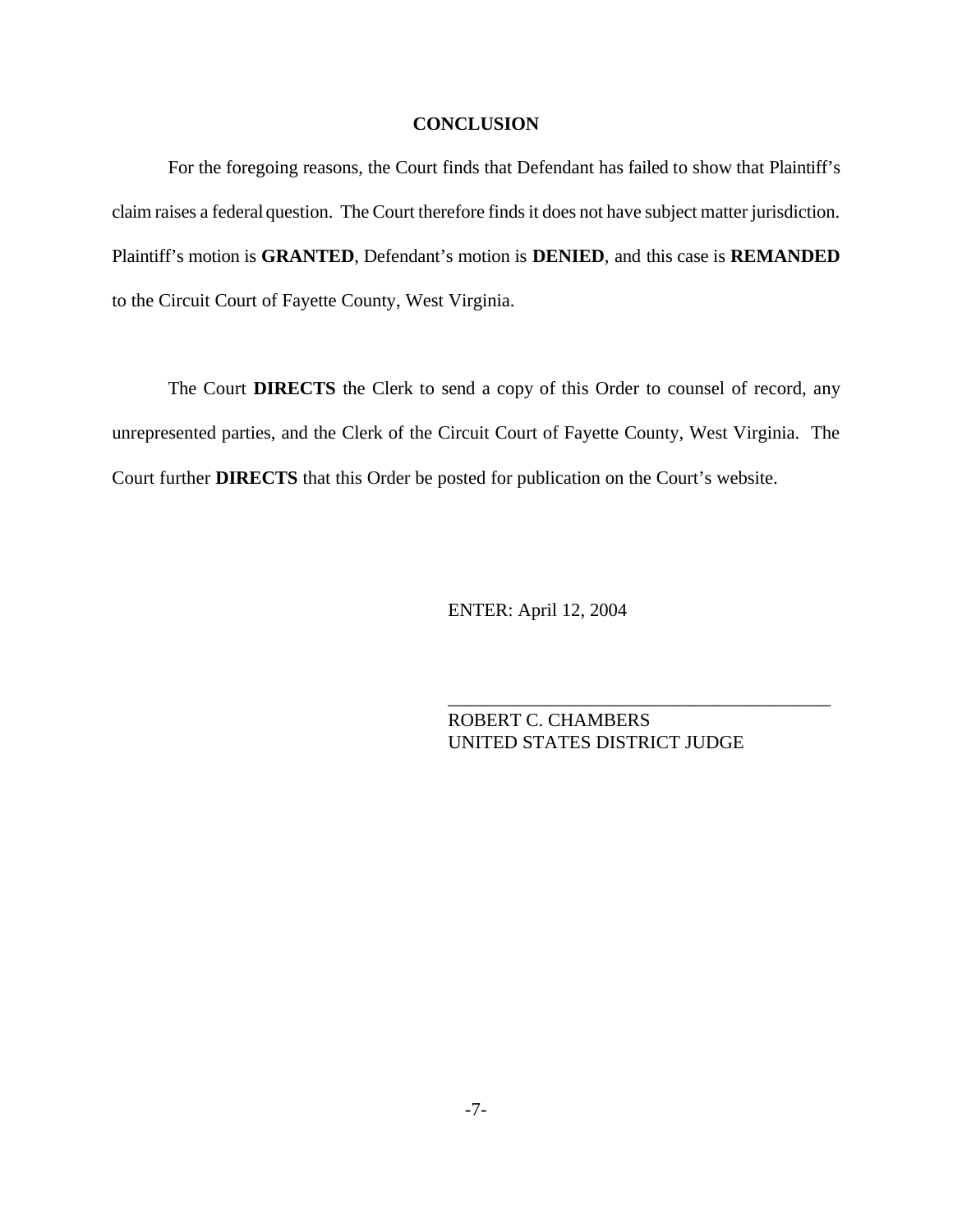## CONCLUSION

For the foregoing reasons, the Court finds that Defendant has failed to show that Plaintiff's claim raises a federal question. The Court therefore finds it does not have subject matter jurisdiction. Plaintiff's motion is **GRANTED**, Defendant's motion is **DENIED**, and this case is **REMANDED** to the Circuit Court of Fayette County, West Virginia.

The Court **DIRECTS** the Clerk to send a copy of this Order to counsel of record, any unrepresented parties, and the Clerk of the Circuit Court of Fayette County, West Virginia. The Court further **DIRECTS** that this Order be posted for publication on the Court's website.

ENTER: April 12, 2004

\_\_\_\_\_\_\_\_\_\_\_\_\_\_\_\_\_\_\_\_\_\_\_\_\_\_\_\_\_\_\_\_\_\_\_\_\_\_\_\_\_

ROBERT C. CHAMBERS
UNITED STATES DISTRICT JUDGE